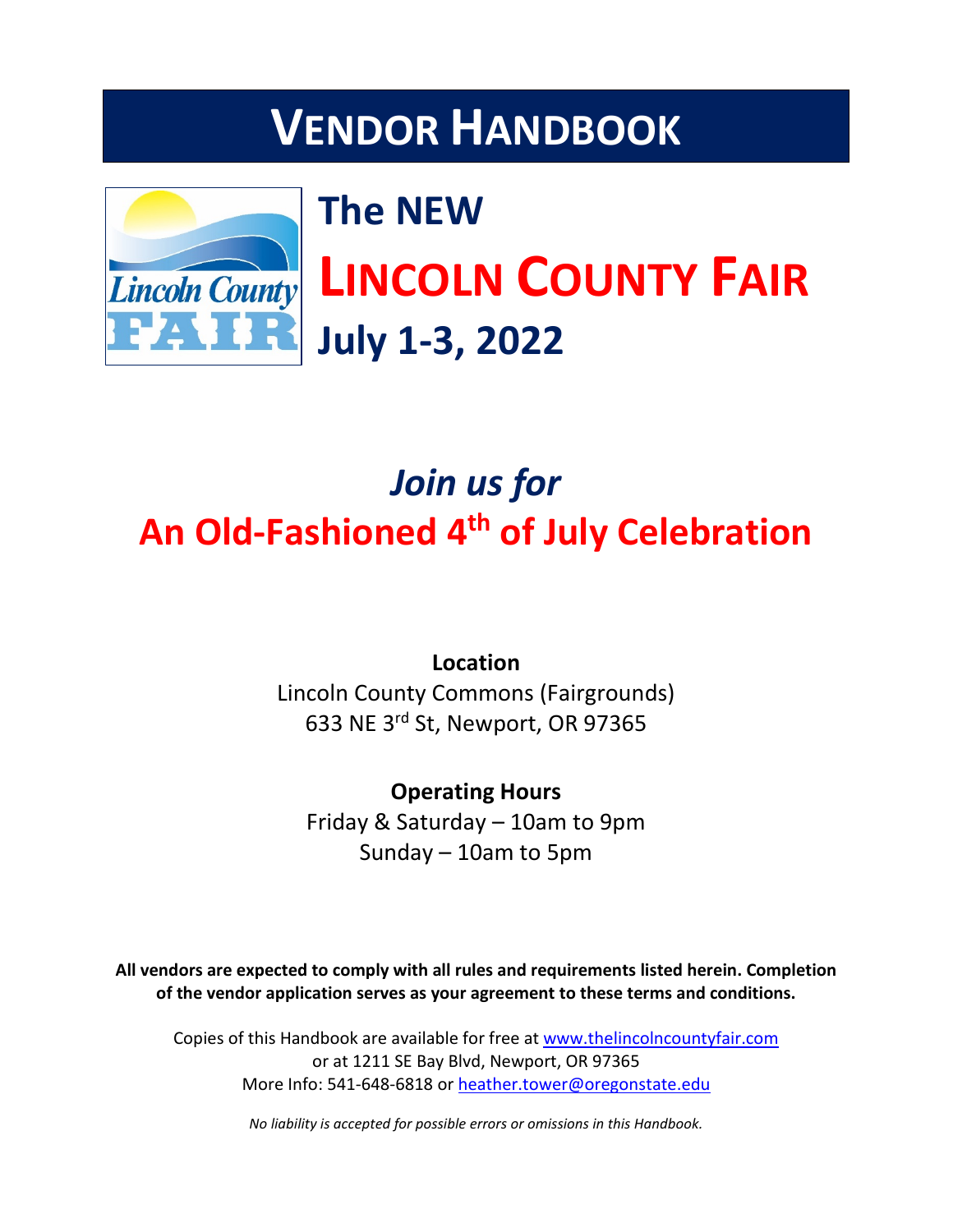# VENDOR HANDBOOK

## The NEW

# LINCOLN COUNTY FAIR

## July 1-3, 2022

## *Join us for*

## An Old-Fashioned 4th of July Celebration

**Location**

Lincoln County Commons (Fairgrounds)
633 NE 3rd St, Newport, OR 97365

**Operating Hours**

Friday & Saturday – 10am to 9pm
Sunday – 10am to 5pm

**All vendors are expected to comply with all rules and requirements listed herein. Completion of the vendor application serves as your agreement to these terms and conditions.**

Copies of this Handbook are available for free at www.thelincolncountyfair.com
or at 1211 SE Bay Blvd, Newport, OR 97365
More Info: 541-648-6818 or heather.tower@oregonstate.edu

*No liability is accepted for possible errors or omissions in this Handbook.*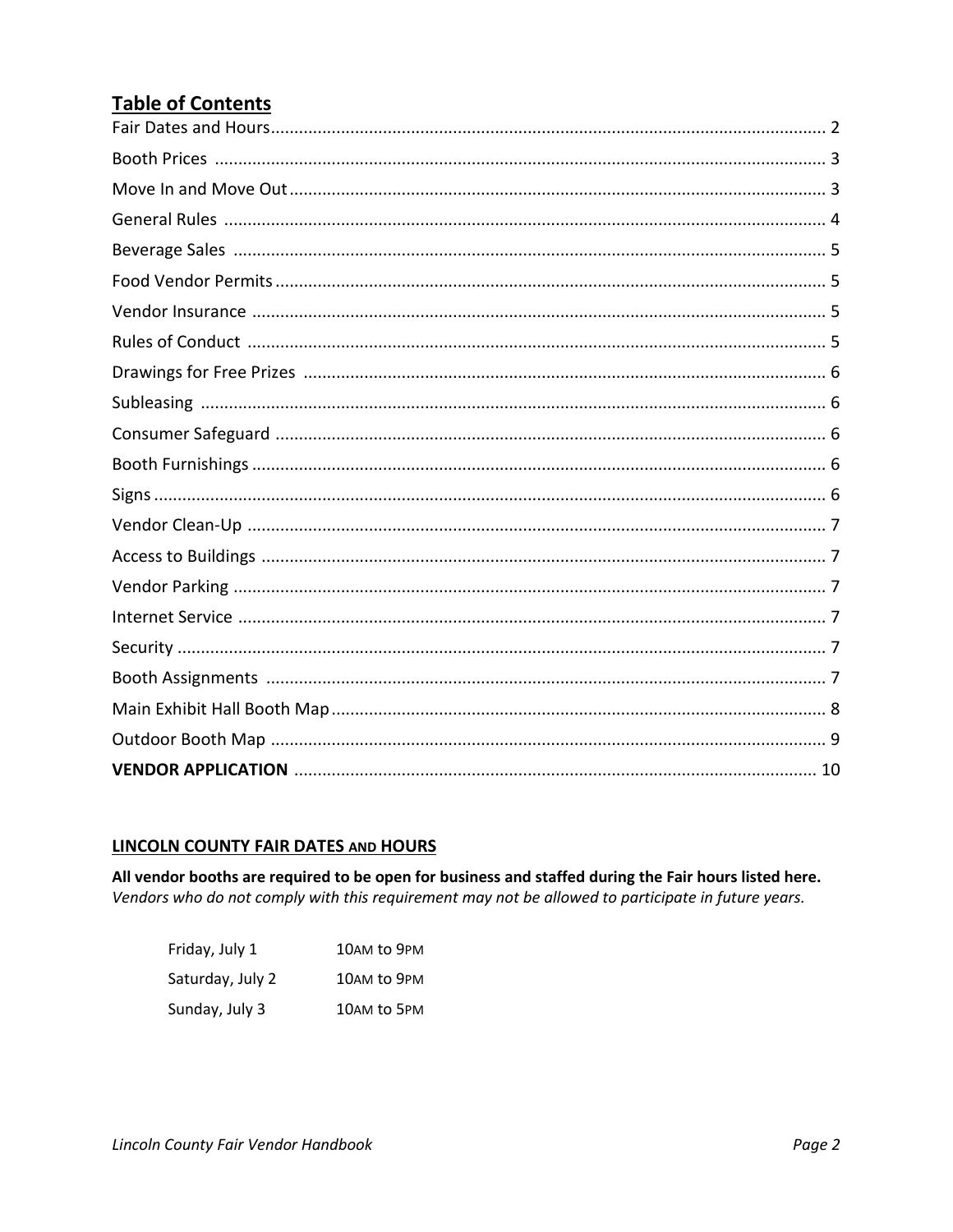## Table of Contents

| | |
|---|---|
| Fair Dates and Hours | 2 |
| Booth Prices | 3 |
| Move In and Move Out | 3 |
| General Rules | 4 |
| Beverage Sales | 5 |
| Food Vendor Permits | 5 |
| Vendor Insurance | 5 |
| Rules of Conduct | 5 |
| Drawings for Free Prizes | 6 |
| Subleasing | 6 |
| Consumer Safeguard | 6 |
| Booth Furnishings | 6 |
| Signs | 6 |
| Vendor Clean-Up | 7 |
| Access to Buildings | 7 |
| Vendor Parking | 7 |
| Internet Service | 7 |
| Security | 7 |
| Booth Assignments | 7 |
| Main Exhibit Hall Booth Map | 8 |
| Outdoor Booth Map | 9 |
| **VENDOR APPLICATION** | 10 |

## LINCOLN COUNTY FAIR DATES AND HOURS

**All vendor booths are required to be open for business and staffed during the Fair hours listed here.**
*Vendors who do not comply with this requirement may not be allowed to participate in future years.*

| | |
|---|---|
| Friday, July 1 | 10AM to 9PM |
| Saturday, July 2 | 10AM to 9PM |
| Sunday, July 3 | 10AM to 5PM |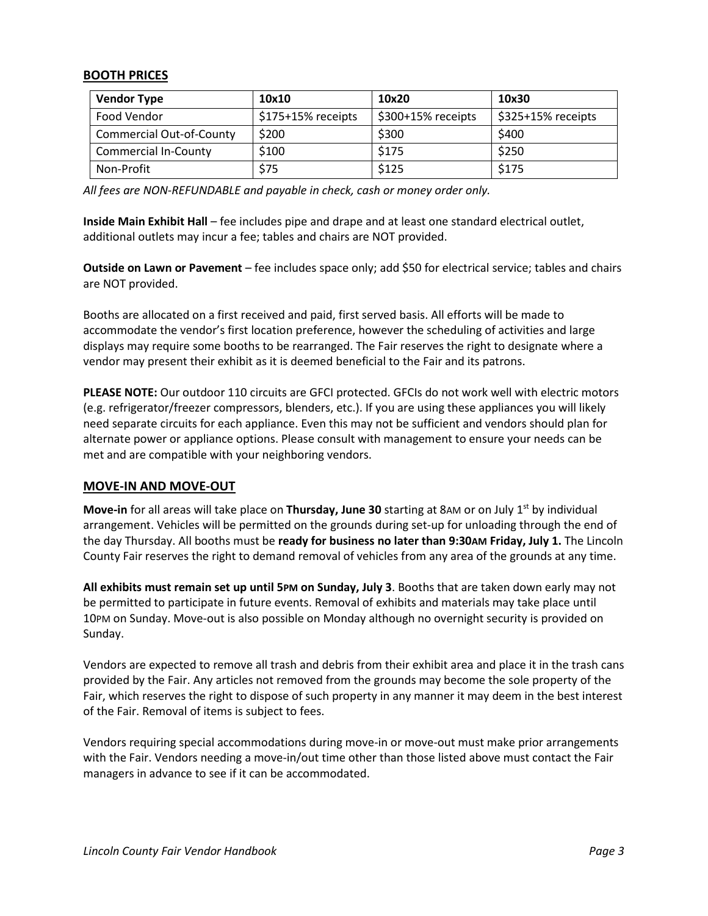## BOOTH PRICES

| Vendor Type | 10x10 | 10x20 | 10x30 |
|---|---|---|---|
| Food Vendor | $175+15% receipts | $300+15% receipts | $325+15% receipts |
| Commercial Out-of-County | $200 | $300 | $400 |
| Commercial In-County | $100 | $175 | $250 |
| Non-Profit | $75 | $125 | $175 |

*All fees are NON-REFUNDABLE and payable in check, cash or money order only.*

**Inside Main Exhibit Hall** – fee includes pipe and drape and at least one standard electrical outlet, additional outlets may incur a fee; tables and chairs are NOT provided.

**Outside on Lawn or Pavement** – fee includes space only; add $50 for electrical service; tables and chairs are NOT provided.

Booths are allocated on a first received and paid, first served basis. All efforts will be made to accommodate the vendor's first location preference, however the scheduling of activities and large displays may require some booths to be rearranged. The Fair reserves the right to designate where a vendor may present their exhibit as it is deemed beneficial to the Fair and its patrons.

**PLEASE NOTE:** Our outdoor 110 circuits are GFCI protected. GFCIs do not work well with electric motors (e.g. refrigerator/freezer compressors, blenders, etc.). If you are using these appliances you will likely need separate circuits for each appliance. Even this may not be sufficient and vendors should plan for alternate power or appliance options. Please consult with management to ensure your needs can be met and are compatible with your neighboring vendors.

## MOVE-IN AND MOVE-OUT

**Move-in** for all areas will take place on **Thursday, June 30** starting at 8AM or on July 1st by individual arrangement. Vehicles will be permitted on the grounds during set-up for unloading through the end of the day Thursday. All booths must be **ready for business no later than 9:30AM Friday, July 1.** The Lincoln County Fair reserves the right to demand removal of vehicles from any area of the grounds at any time.

**All exhibits must remain set up until 5PM on Sunday, July 3**. Booths that are taken down early may not be permitted to participate in future events. Removal of exhibits and materials may take place until 10PM on Sunday. Move-out is also possible on Monday although no overnight security is provided on Sunday.

Vendors are expected to remove all trash and debris from their exhibit area and place it in the trash cans provided by the Fair. Any articles not removed from the grounds may become the sole property of the Fair, which reserves the right to dispose of such property in any manner it may deem in the best interest of the Fair. Removal of items is subject to fees.

Vendors requiring special accommodations during move-in or move-out must make prior arrangements with the Fair. Vendors needing a move-in/out time other than those listed above must contact the Fair managers in advance to see if it can be accommodated.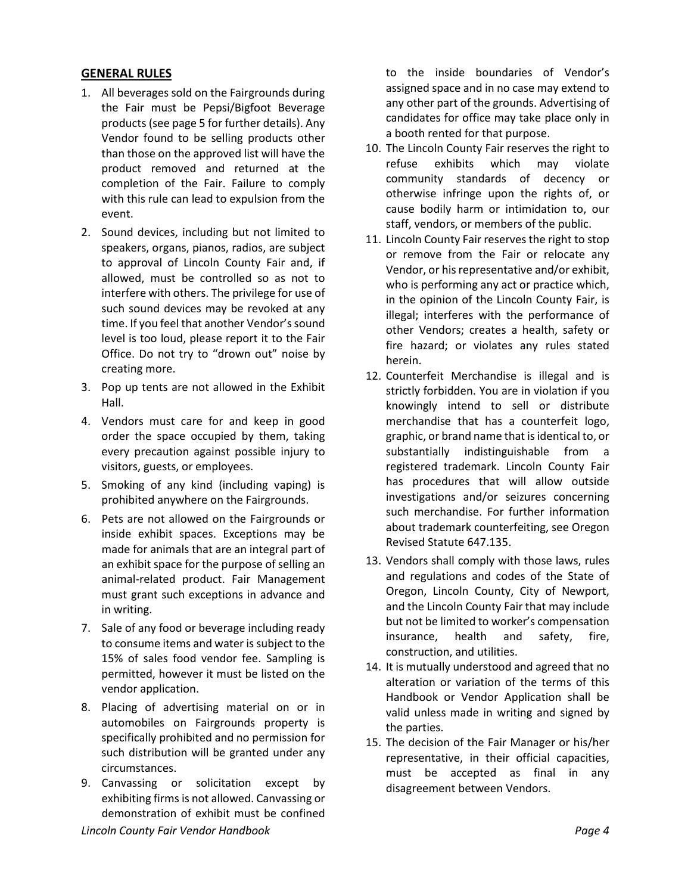## GENERAL RULES

1. All beverages sold on the Fairgrounds during the Fair must be Pepsi/Bigfoot Beverage products (see page 5 for further details). Any Vendor found to be selling products other than those on the approved list will have the product removed and returned at the completion of the Fair. Failure to comply with this rule can lead to expulsion from the event.
2. Sound devices, including but not limited to speakers, organs, pianos, radios, are subject to approval of Lincoln County Fair and, if allowed, must be controlled so as not to interfere with others. The privilege for use of such sound devices may be revoked at any time. If you feel that another Vendor's sound level is too loud, please report it to the Fair Office. Do not try to "drown out" noise by creating more.
3. Pop up tents are not allowed in the Exhibit Hall.
4. Vendors must care for and keep in good order the space occupied by them, taking every precaution against possible injury to visitors, guests, or employees.
5. Smoking of any kind (including vaping) is prohibited anywhere on the Fairgrounds.
6. Pets are not allowed on the Fairgrounds or inside exhibit spaces. Exceptions may be made for animals that are an integral part of an exhibit space for the purpose of selling an animal-related product. Fair Management must grant such exceptions in advance and in writing.
7. Sale of any food or beverage including ready to consume items and water is subject to the 15% of sales food vendor fee. Sampling is permitted, however it must be listed on the vendor application.
8. Placing of advertising material on or in automobiles on Fairgrounds property is specifically prohibited and no permission for such distribution will be granted under any circumstances.
9. Canvassing or solicitation except by exhibiting firms is not allowed. Canvassing or demonstration of exhibit must be confined to the inside boundaries of Vendor's assigned space and in no case may extend to any other part of the grounds. Advertising of candidates for office may take place only in a booth rented for that purpose.
10. The Lincoln County Fair reserves the right to refuse exhibits which may violate community standards of decency or otherwise infringe upon the rights of, or cause bodily harm or intimidation to, our staff, vendors, or members of the public.
11. Lincoln County Fair reserves the right to stop or remove from the Fair or relocate any Vendor, or his representative and/or exhibit, who is performing any act or practice which, in the opinion of the Lincoln County Fair, is illegal; interferes with the performance of other Vendors; creates a health, safety or fire hazard; or violates any rules stated herein.
12. Counterfeit Merchandise is illegal and is strictly forbidden. You are in violation if you knowingly intend to sell or distribute merchandise that has a counterfeit logo, graphic, or brand name that is identical to, or substantially indistinguishable from a registered trademark. Lincoln County Fair has procedures that will allow outside investigations and/or seizures concerning such merchandise. For further information about trademark counterfeiting, see Oregon Revised Statute 647.135.
13. Vendors shall comply with those laws, rules and regulations and codes of the State of Oregon, Lincoln County, City of Newport, and the Lincoln County Fair that may include but not be limited to worker's compensation insurance, health and safety, fire, construction, and utilities.
14. It is mutually understood and agreed that no alteration or variation of the terms of this Handbook or Vendor Application shall be valid unless made in writing and signed by the parties.
15. The decision of the Fair Manager or his/her representative, in their official capacities, must be accepted as final in any disagreement between Vendors.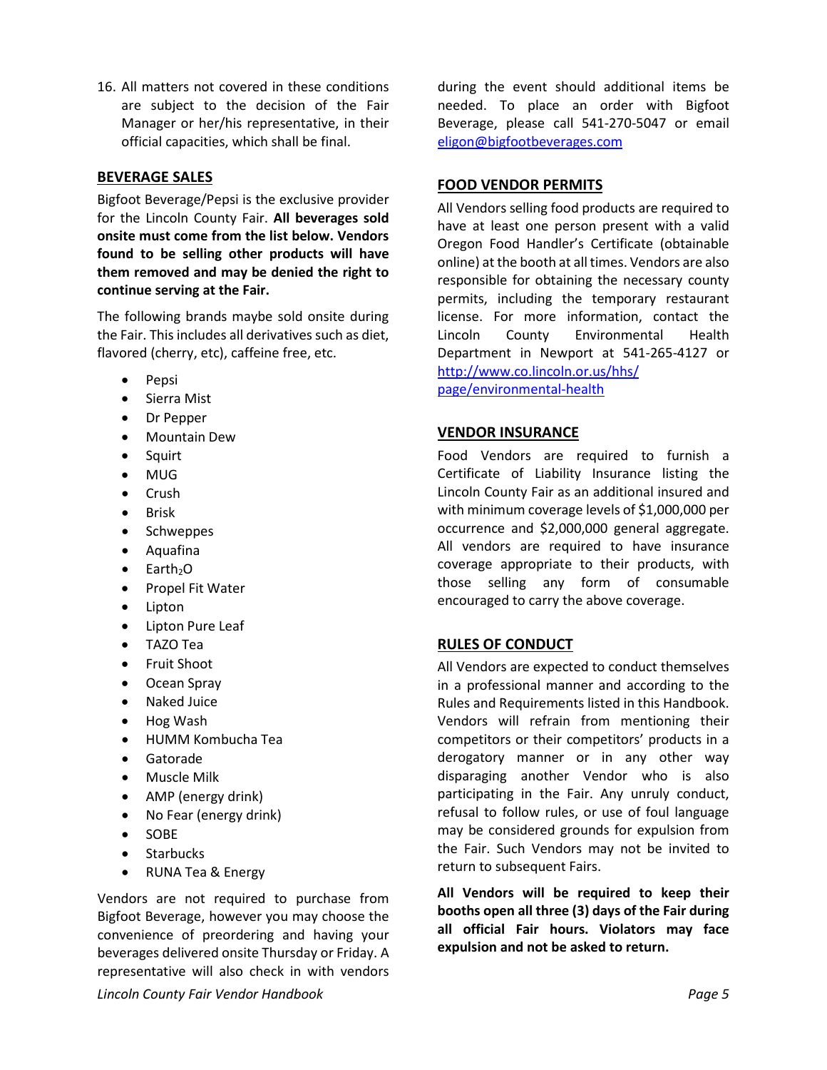16. All matters not covered in these conditions are subject to the decision of the Fair Manager or her/his representative, in their official capacities, which shall be final.

## BEVERAGE SALES

Bigfoot Beverage/Pepsi is the exclusive provider for the Lincoln County Fair. **All beverages sold onsite must come from the list below. Vendors found to be selling other products will have them removed and may be denied the right to continue serving at the Fair.**

The following brands maybe sold onsite during the Fair. This includes all derivatives such as diet, flavored (cherry, etc), caffeine free, etc.

- Pepsi
- Sierra Mist
- Dr Pepper
- Mountain Dew
- Squirt
- MUG
- Crush
- Brisk
- Schweppes
- Aquafina
- Earth$_2$O
- Propel Fit Water
- Lipton
- Lipton Pure Leaf
- TAZO Tea
- Fruit Shoot
- Ocean Spray
- Naked Juice
- Hog Wash
- HUMM Kombucha Tea
- Gatorade
- Muscle Milk
- AMP (energy drink)
- No Fear (energy drink)
- SOBE
- Starbucks
- RUNA Tea & Energy

Vendors are not required to purchase from Bigfoot Beverage, however you may choose the convenience of preordering and having your beverages delivered onsite Thursday or Friday. A representative will also check in with vendors during the event should additional items be needed. To place an order with Bigfoot Beverage, please call 541-270-5047 or email eligon@bigfootbeverages.com

## FOOD VENDOR PERMITS

All Vendors selling food products are required to have at least one person present with a valid Oregon Food Handler's Certificate (obtainable online) at the booth at all times. Vendors are also responsible for obtaining the necessary county permits, including the temporary restaurant license. For more information, contact the Lincoln County Environmental Health Department in Newport at 541-265-4127 or http://www.co.lincoln.or.us/hhs/page/environmental-health

## VENDOR INSURANCE

Food Vendors are required to furnish a Certificate of Liability Insurance listing the Lincoln County Fair as an additional insured and with minimum coverage levels of $1,000,000 per occurrence and $2,000,000 general aggregate. All vendors are required to have insurance coverage appropriate to their products, with those selling any form of consumable encouraged to carry the above coverage.

## RULES OF CONDUCT

All Vendors are expected to conduct themselves in a professional manner and according to the Rules and Requirements listed in this Handbook. Vendors will refrain from mentioning their competitors or their competitors' products in a derogatory manner or in any other way disparaging another Vendor who is also participating in the Fair. Any unruly conduct, refusal to follow rules, or use of foul language may be considered grounds for expulsion from the Fair. Such Vendors may not be invited to return to subsequent Fairs.

**All Vendors will be required to keep their booths open all three (3) days of the Fair during all official Fair hours. Violators may face expulsion and not be asked to return.**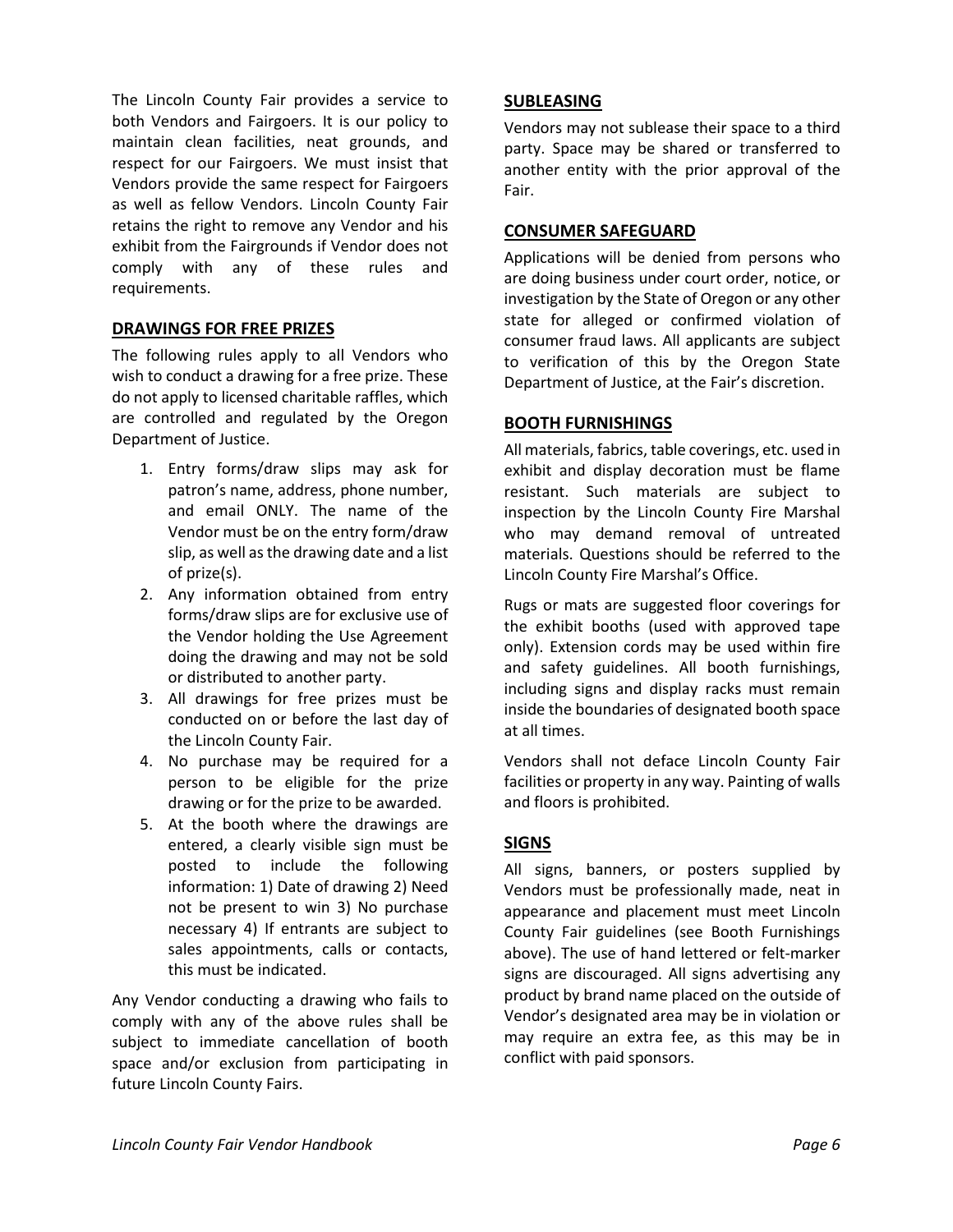The Lincoln County Fair provides a service to both Vendors and Fairgoers. It is our policy to maintain clean facilities, neat grounds, and respect for our Fairgoers. We must insist that Vendors provide the same respect for Fairgoers as well as fellow Vendors. Lincoln County Fair retains the right to remove any Vendor and his exhibit from the Fairgrounds if Vendor does not comply with any of these rules and requirements.

## DRAWINGS FOR FREE PRIZES

The following rules apply to all Vendors who wish to conduct a drawing for a free prize. These do not apply to licensed charitable raffles, which are controlled and regulated by the Oregon Department of Justice.

1. Entry forms/draw slips may ask for patron's name, address, phone number, and email ONLY. The name of the Vendor must be on the entry form/draw slip, as well as the drawing date and a list of prize(s).
2. Any information obtained from entry forms/draw slips are for exclusive use of the Vendor holding the Use Agreement doing the drawing and may not be sold or distributed to another party.
3. All drawings for free prizes must be conducted on or before the last day of the Lincoln County Fair.
4. No purchase may be required for a person to be eligible for the prize drawing or for the prize to be awarded.
5. At the booth where the drawings are entered, a clearly visible sign must be posted to include the following information: 1) Date of drawing 2) Need not be present to win 3) No purchase necessary 4) If entrants are subject to sales appointments, calls or contacts, this must be indicated.

Any Vendor conducting a drawing who fails to comply with any of the above rules shall be subject to immediate cancellation of booth space and/or exclusion from participating in future Lincoln County Fairs.

## SUBLEASING

Vendors may not sublease their space to a third party. Space may be shared or transferred to another entity with the prior approval of the Fair.

## CONSUMER SAFEGUARD

Applications will be denied from persons who are doing business under court order, notice, or investigation by the State of Oregon or any other state for alleged or confirmed violation of consumer fraud laws. All applicants are subject to verification of this by the Oregon State Department of Justice, at the Fair's discretion.

## BOOTH FURNISHINGS

All materials, fabrics, table coverings, etc. used in exhibit and display decoration must be flame resistant. Such materials are subject to inspection by the Lincoln County Fire Marshal who may demand removal of untreated materials. Questions should be referred to the Lincoln County Fire Marshal's Office.

Rugs or mats are suggested floor coverings for the exhibit booths (used with approved tape only). Extension cords may be used within fire and safety guidelines. All booth furnishings, including signs and display racks must remain inside the boundaries of designated booth space at all times.

Vendors shall not deface Lincoln County Fair facilities or property in any way. Painting of walls and floors is prohibited.

## SIGNS

All signs, banners, or posters supplied by Vendors must be professionally made, neat in appearance and placement must meet Lincoln County Fair guidelines (see Booth Furnishings above). The use of hand lettered or felt-marker signs are discouraged. All signs advertising any product by brand name placed on the outside of Vendor's designated area may be in violation or may require an extra fee, as this may be in conflict with paid sponsors.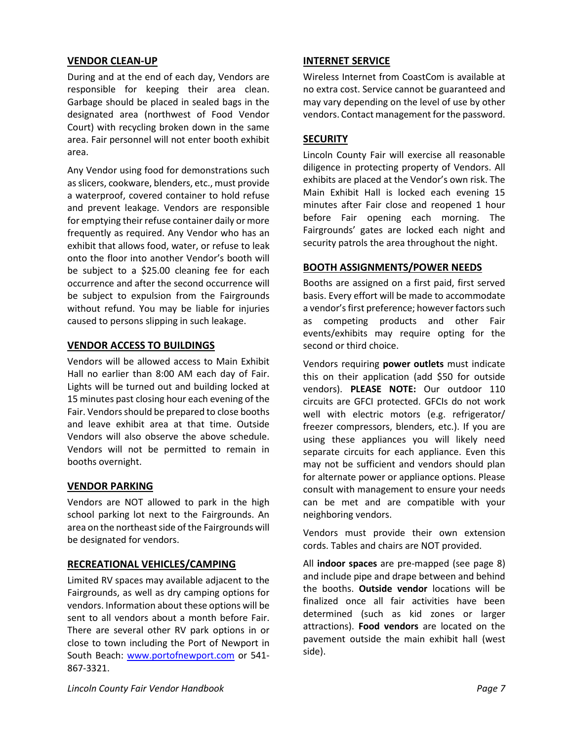## VENDOR CLEAN-UP

During and at the end of each day, Vendors are responsible for keeping their area clean. Garbage should be placed in sealed bags in the designated area (northwest of Food Vendor Court) with recycling broken down in the same area. Fair personnel will not enter booth exhibit area.

Any Vendor using food for demonstrations such as slicers, cookware, blenders, etc., must provide a waterproof, covered container to hold refuse and prevent leakage. Vendors are responsible for emptying their refuse container daily or more frequently as required. Any Vendor who has an exhibit that allows food, water, or refuse to leak onto the floor into another Vendor's booth will be subject to a $25.00 cleaning fee for each occurrence and after the second occurrence will be subject to expulsion from the Fairgrounds without refund. You may be liable for injuries caused to persons slipping in such leakage.

## VENDOR ACCESS TO BUILDINGS

Vendors will be allowed access to Main Exhibit Hall no earlier than 8:00 AM each day of Fair. Lights will be turned out and building locked at 15 minutes past closing hour each evening of the Fair. Vendors should be prepared to close booths and leave exhibit area at that time. Outside Vendors will also observe the above schedule. Vendors will not be permitted to remain in booths overnight.

## VENDOR PARKING

Vendors are NOT allowed to park in the high school parking lot next to the Fairgrounds. An area on the northeast side of the Fairgrounds will be designated for vendors.

## RECREATIONAL VEHICLES/CAMPING

Limited RV spaces may available adjacent to the Fairgrounds, as well as dry camping options for vendors. Information about these options will be sent to all vendors about a month before Fair. There are several other RV park options in or close to town including the Port of Newport in South Beach: [www.portofnewport.com](http://www.portofnewport.com) or 541-867-3321.

## INTERNET SERVICE

Wireless Internet from CoastCom is available at no extra cost. Service cannot be guaranteed and may vary depending on the level of use by other vendors. Contact management for the password.

## SECURITY

Lincoln County Fair will exercise all reasonable diligence in protecting property of Vendors. All exhibits are placed at the Vendor's own risk. The Main Exhibit Hall is locked each evening 15 minutes after Fair close and reopened 1 hour before Fair opening each morning. The Fairgrounds' gates are locked each night and security patrols the area throughout the night.

## BOOTH ASSIGNMENTS/POWER NEEDS

Booths are assigned on a first paid, first served basis. Every effort will be made to accommodate a vendor's first preference; however factors such as competing products and other Fair events/exhibits may require opting for the second or third choice.

Vendors requiring **power outlets** must indicate this on their application (add $50 for outside vendors). **PLEASE NOTE:** Our outdoor 110 circuits are GFCI protected. GFCIs do not work well with electric motors (e.g. refrigerator/ freezer compressors, blenders, etc.). If you are using these appliances you will likely need separate circuits for each appliance. Even this may not be sufficient and vendors should plan for alternate power or appliance options. Please consult with management to ensure your needs can be met and are compatible with your neighboring vendors.

Vendors must provide their own extension cords. Tables and chairs are NOT provided.

All **indoor spaces** are pre-mapped (see page 8) and include pipe and drape between and behind the booths. **Outside vendor** locations will be finalized once all fair activities have been determined (such as kid zones or larger attractions). **Food vendors** are located on the pavement outside the main exhibit hall (west side).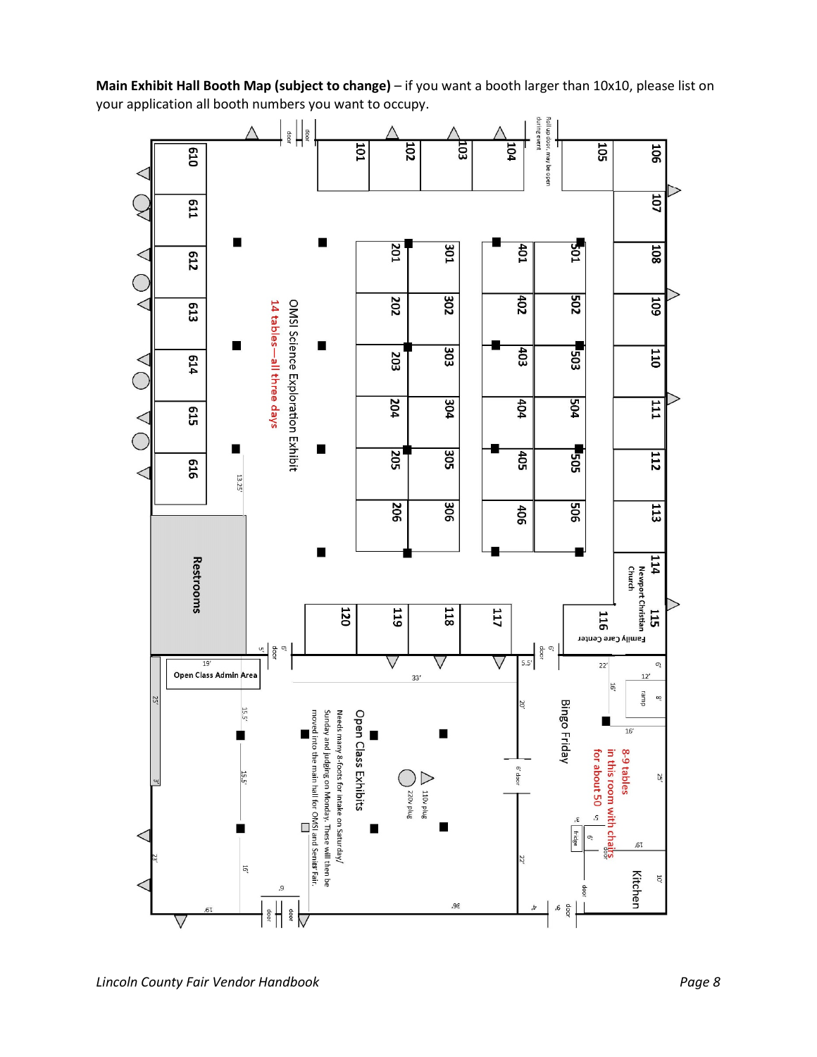**Main Exhibit Hall Booth Map (subject to change)** – if you want a booth larger than 10x10, please list on your application all booth numbers you want to occupy.

101 102 103 104 105 106

107 108 109 110 111 112 113

114 Newport Christian Church

115 116 Family Care Center

117 118 119 120

201 202 203 204 205 206

301 302 303 304 305 306

401 402 403 404 405 406

501 502 503 504 505 506

610 611 612 613 614 615 616

Roll up door, may be open during event

door

door

OMSI Science Exploration Exhibit

14 tables—all three days

13.25'

Restrooms

Open Class Admin Area

Open Class Exhibits

Needs many 8-foots for intake on Saturday/Sunday and judging on Monday. These will then be moved into the main hall for OMSI and Senior Fair.

110v plug

220v plug

Bingo Friday

8-9 tables in this room with chairs for about 50

Kitchen

fridge

ramp

door

6' door

33'

36'

19'

25'

15.5'

15.5'

16'

23'

22'

20'

22'

16'

16'

25'

12'

8'

10'

5.5'

5'

4'

6'

9'

3'

19'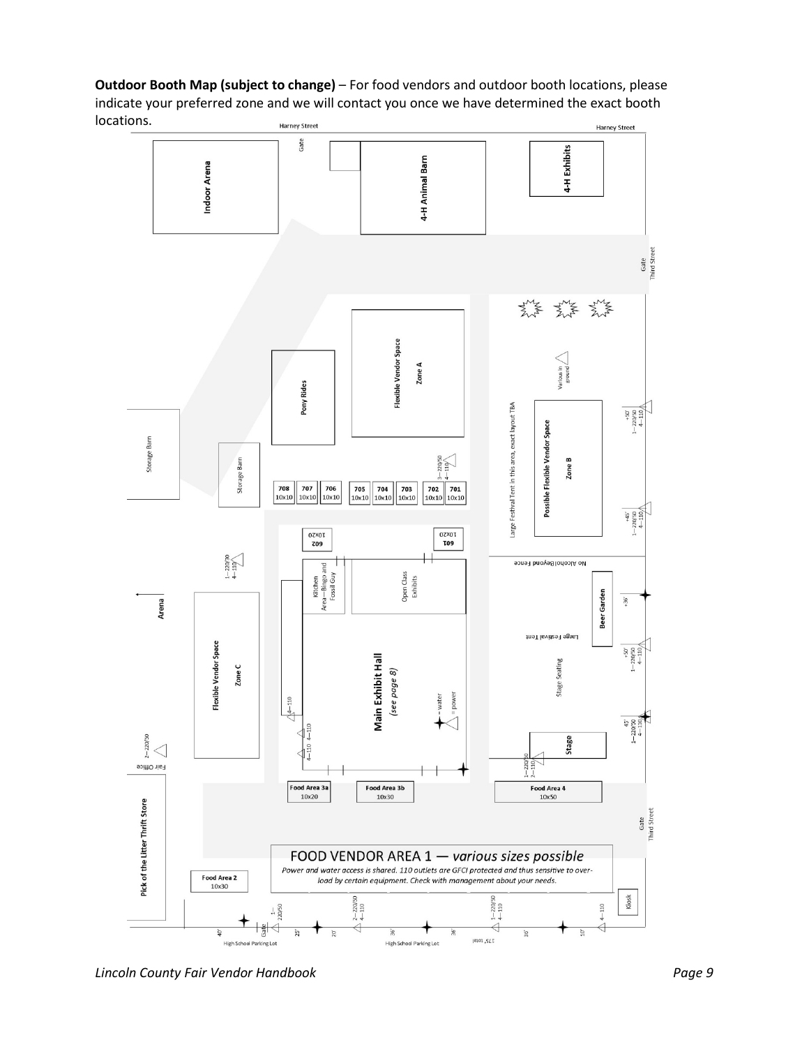**Outdoor Booth Map (subject to change)** – For food vendors and outdoor booth locations, please indicate your preferred zone and we will contact you once we have determined the exact booth locations.

Harney Street

Indoor Arena

Gate

4-H Animal Barn

4-H Exhibits

Gate Third Street

Storage Barn

Storage Barn

Pony Rides

Flexible Vendor Space Zone A

Various in ground

Large Festival Tent in this area, exact layout TBA

Possible Flexible Vendor Space Zone B

| 708 10x10 | 707 10x10 | 706 10x10 | 705 10x10 | 704 10x10 | 703 10x10 | 702 10x10 | 701 10x10 |
|---|---|---|---|---|---|---|---|

602 10x20

601 10x20

No Alcohol Beyond Fence

Kitchen Area—Bingo and Fossil Guy

Open Class Exhibits

Arena

Beer Garden

Large Festival Tent

Flexible Vendor Space Zone C

Main Exhibit Hall *(see page 8)*

= water
= power

Stage Seating

Stage

Fair Office

Food Area 3a 10x20

Food Area 3b 10x30

Food Area 4 10x50

Gate Third Street

Pick of the Litter Thrift Store

FOOD VENDOR AREA 1 — *various sizes possible*

*Power and water access is shared. 110 outlets are GFCI protected and thus sensitive to overload by certain equipment. Check with management about your needs.*

Food Area 2 10x30

Kiosk

High School Parking Lot

Gate

High School Parking Lot

175' total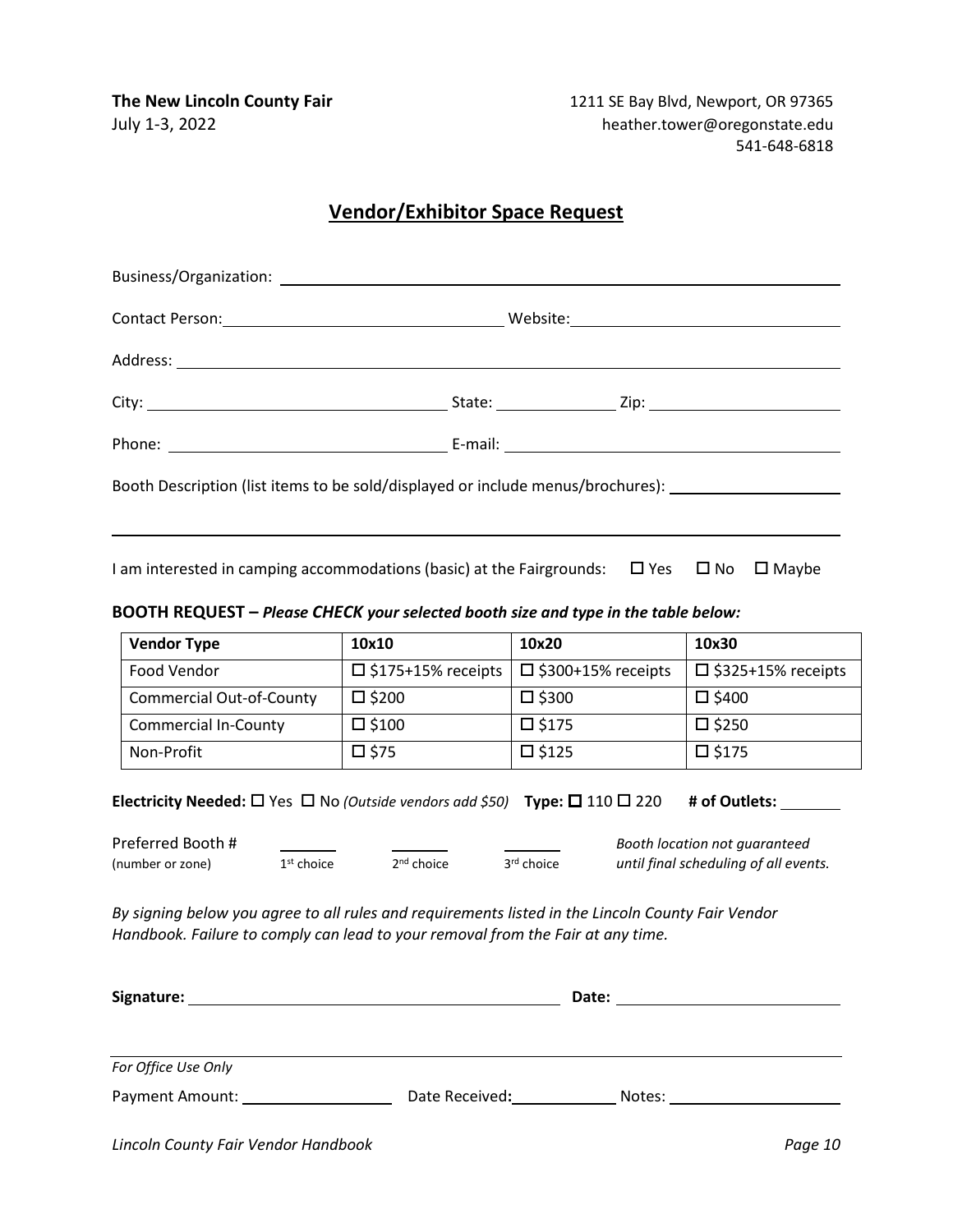**The New Lincoln County Fair**
July 1-3, 2022

1211 SE Bay Blvd, Newport, OR 97365
heather.tower@oregonstate.edu
541-648-6818

## Vendor/Exhibitor Space Request

Business/Organization: ______________________________

Contact Person: ______________________ Website: ______________________

Address: ______________________________

City: ______________________ State: __________ Zip: ______________

Phone: ______________________ E-mail: ______________________

Booth Description (list items to be sold/displayed or include menus/brochures): ______________________

______________________________

I am interested in camping accommodations (basic) at the Fairgrounds: ☐ Yes ☐ No ☐ Maybe

**BOOTH REQUEST –** ***Please CHECK your selected booth size and type in the table below:***

| Vendor Type | 10x10 | 10x20 | 10x30 |
|---|---|---|---|
| Food Vendor | ☐ $175+15% receipts | ☐ $300+15% receipts | ☐ $325+15% receipts |
| Commercial Out-of-County | ☐ $200 | ☐ $300 | ☐ $400 |
| Commercial In-County | ☐ $100 | ☐ $175 | ☐ $250 |
| Non-Profit | ☐ $75 | ☐ $125 | ☐ $175 |

**Electricity Needed:** ☐ Yes ☐ No *(Outside vendors add $50)* **Type:** ☐ 110 ☐ 220 **# of Outlets:** ______

Preferred Booth # (number or zone) ______ 1st choice ______ 2nd choice ______ 3rd choice

*Booth location not guaranteed until final scheduling of all events.*

*By signing below you agree to all rules and requirements listed in the Lincoln County Fair Vendor Handbook. Failure to comply can lead to your removal from the Fair at any time.*

**Signature:** ______________________________ **Date:** ______________________

*For Office Use Only*

Payment Amount: ______________ Date Received**:** ______________ Notes: ______________